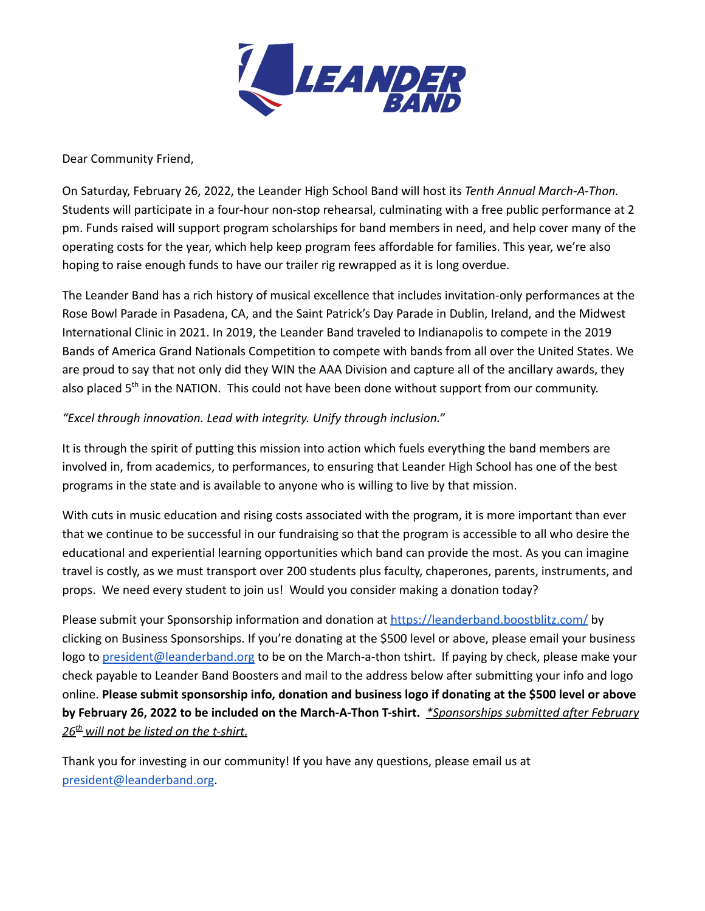Dear Community Friend,

On Saturday, February 26, 2022, the Leander High School Band will host its *Tenth Annual March-A-Thon.* Students will participate in a four-hour non-stop rehearsal, culminating with a free public performance at 2 pm. Funds raised will support program scholarships for band members in need, and help cover many of the operating costs for the year, which help keep program fees affordable for families. This year, we're also hoping to raise enough funds to have our trailer rig rewrapped as it is long overdue.

The Leander Band has a rich history of musical excellence that includes invitation-only performances at the Rose Bowl Parade in Pasadena, CA, and the Saint Patrick's Day Parade in Dublin, Ireland, and the Midwest International Clinic in 2021. In 2019, the Leander Band traveled to Indianapolis to compete in the 2019 Bands of America Grand Nationals Competition to compete with bands from all over the United States. We are proud to say that not only did they WIN the AAA Division and capture all of the ancillary awards, they also placed 5th in the NATION. This could not have been done without support from our community.

*"Excel through innovation. Lead with integrity. Unify through inclusion."*

It is through the spirit of putting this mission into action which fuels everything the band members are involved in, from academics, to performances, to ensuring that Leander High School has one of the best programs in the state and is available to anyone who is willing to live by that mission.

With cuts in music education and rising costs associated with the program, it is more important than ever that we continue to be successful in our fundraising so that the program is accessible to all who desire the educational and experiential learning opportunities which band can provide the most. As you can imagine travel is costly, as we must transport over 200 students plus faculty, chaperones, parents, instruments, and props. We need every student to join us! Would you consider making a donation today?

Please submit your Sponsorship information and donation at https://leanderband.boostblitz.com/ by clicking on Business Sponsorships. If you're donating at the $500 level or above, please email your business logo to president@leanderband.org to be on the March-a-thon tshirt. If paying by check, please make your check payable to Leander Band Boosters and mail to the address below after submitting your info and logo online. **Please submit sponsorship info, donation and business logo if donating at the $500 level or above by February 26, 2022 to be included on the March-A-Thon T-shirt.** *\*Sponsorships submitted after February 26th will not be listed on the t-shirt.*

Thank you for investing in our community! If you have any questions, please email us at president@leanderband.org.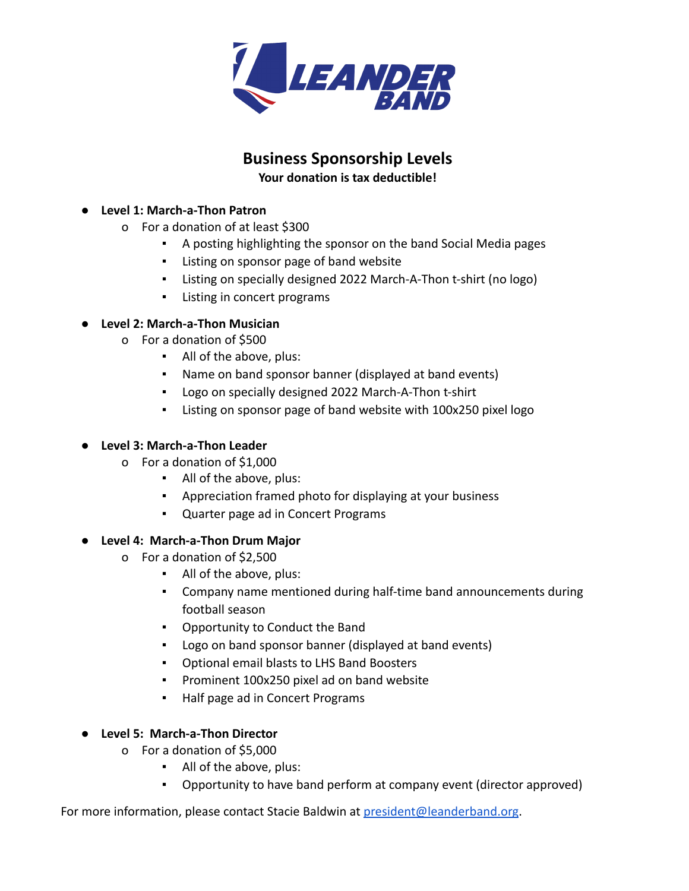LEANDER BAND

## Business Sponsorship Levels

**Your donation is tax deductible!**

- **Level 1: March-a-Thon Patron**
  - For a donation of at least $300
    - A posting highlighting the sponsor on the band Social Media pages
    - Listing on sponsor page of band website
    - Listing on specially designed 2022 March-A-Thon t-shirt (no logo)
    - Listing in concert programs
- **Level 2: March-a-Thon Musician**
  - For a donation of $500
    - All of the above, plus:
    - Name on band sponsor banner (displayed at band events)
    - Logo on specially designed 2022 March-A-Thon t-shirt
    - Listing on sponsor page of band website with 100x250 pixel logo
- **Level 3: March-a-Thon Leader**
  - For a donation of $1,000
    - All of the above, plus:
    - Appreciation framed photo for displaying at your business
    - Quarter page ad in Concert Programs
- **Level 4: March-a-Thon Drum Major**
  - For a donation of $2,500
    - All of the above, plus:
    - Company name mentioned during half-time band announcements during football season
    - Opportunity to Conduct the Band
    - Logo on band sponsor banner (displayed at band events)
    - Optional email blasts to LHS Band Boosters
    - Prominent 100x250 pixel ad on band website
    - Half page ad in Concert Programs
- **Level 5: March-a-Thon Director**
  - For a donation of $5,000
    - All of the above, plus:
    - Opportunity to have band perform at company event (director approved)

For more information, please contact Stacie Baldwin at president@leanderband.org.